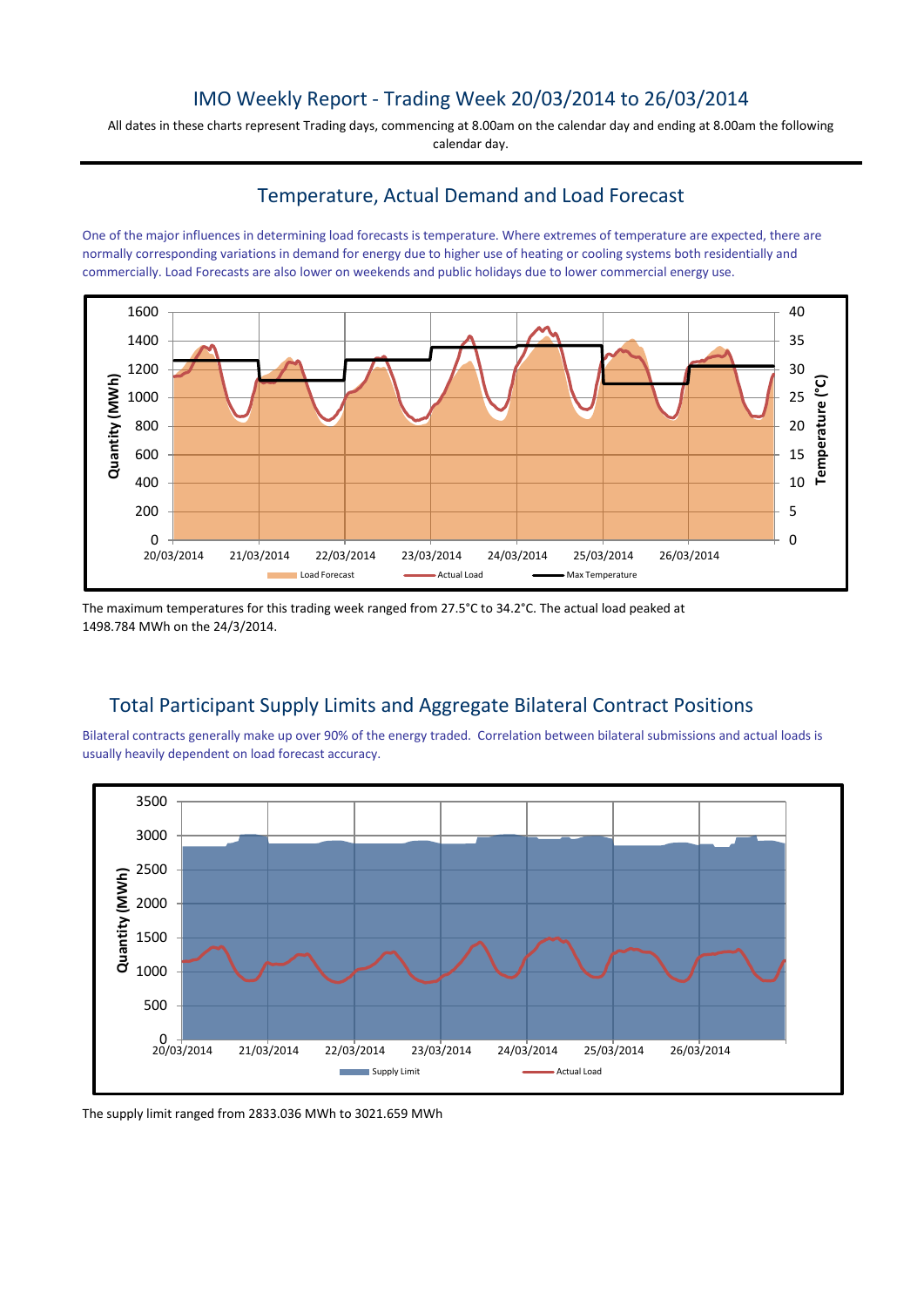# IMO Weekly Report - Trading Week 20/03/2014 to 26/03/2014

All dates in these charts represent Trading days, commencing at 8.00am on the calendar day and ending at 8.00am the following calendar day.

## Temperature, Actual Demand and Load Forecast

One of the major influences in determining load forecasts is temperature. Where extremes of temperature are expected, there are normally corresponding variations in demand for energy due to higher use of heating or cooling systems both residentially and commercially. Load Forecasts are also lower on weekends and public holidays due to lower commercial energy use.

The maximum temperatures for this trading week ranged from 27.5°C to 34.2°C. The actual load peaked at 1498.784 MWh on the 24/3/2014.

## Total Participant Supply Limits and Aggregate Bilateral Contract Positions

Bilateral contracts generally make up over 90% of the energy traded. Correlation between bilateral submissions and actual loads is usually heavily dependent on load forecast accuracy.

The supply limit ranged from 2833.036 MWh to 3021.659 MWh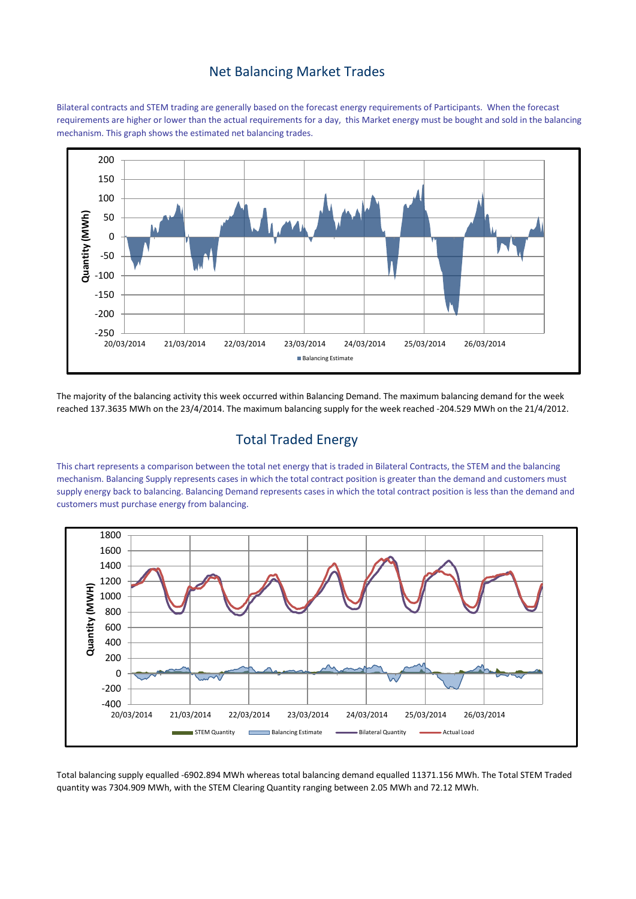## Net Balancing Market Trades

Bilateral contracts and STEM trading are generally based on the forecast energy requirements of Participants. When the forecast requirements are higher or lower than the actual requirements for a day, this Market energy must be bought and sold in the balancing mechanism. This graph shows the estimated net balancing trades.

The majority of the balancing activity this week occurred within Balancing Demand. The maximum balancing demand for the week reached 137.3635 MWh on the 23/4/2014. The maximum balancing supply for the week reached -204.529 MWh on the 21/4/2012.

## Total Traded Energy

This chart represents a comparison between the total net energy that is traded in Bilateral Contracts, the STEM and the balancing mechanism. Balancing Supply represents cases in which the total contract position is greater than the demand and customers must supply energy back to balancing. Balancing Demand represents cases in which the total contract position is less than the demand and customers must purchase energy from balancing.

Total balancing supply equalled -6902.894 MWh whereas total balancing demand equalled 11371.156 MWh. The Total STEM Traded quantity was 7304.909 MWh, with the STEM Clearing Quantity ranging between 2.05 MWh and 72.12 MWh.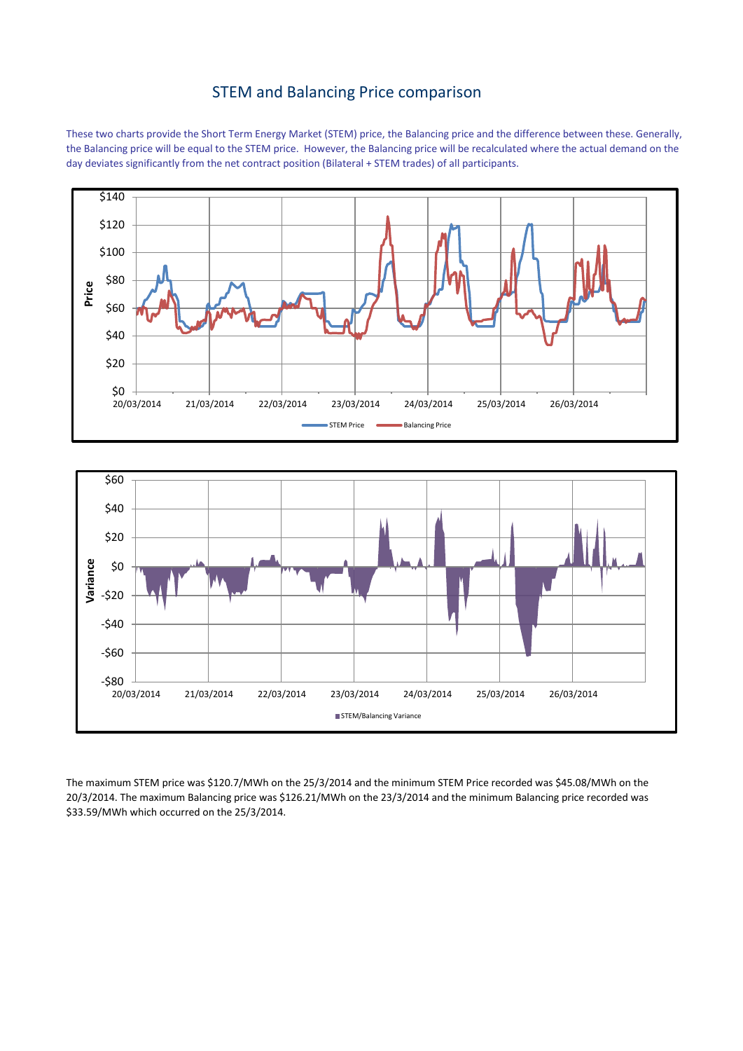# STEM and Balancing Price comparison

These two charts provide the Short Term Energy Market (STEM) price, the Balancing price and the difference between these. Generally, the Balancing price will be equal to the STEM price. However, the Balancing price will be recalculated where the actual demand on the day deviates significantly from the net contract position (Bilateral + STEM trades) of all participants.

Price

$140
$120
$100
$80
$60
$40
$20
$0

20/03/2014 21/03/2014 22/03/2014 23/03/2014 24/03/2014 25/03/2014 26/03/2014

STEM Price Balancing Price

Variance

$60
$40
$20
$0
-$20
-$40
-$60
-$80

20/03/2014 21/03/2014 22/03/2014 23/03/2014 24/03/2014 25/03/2014 26/03/2014

STEM/Balancing Variance

The maximum STEM price was $120.7/MWh on the 25/3/2014 and the minimum STEM Price recorded was $45.08/MWh on the 20/3/2014. The maximum Balancing price was $126.21/MWh on the 23/3/2014 and the minimum Balancing price recorded was $33.59/MWh which occurred on the 25/3/2014.